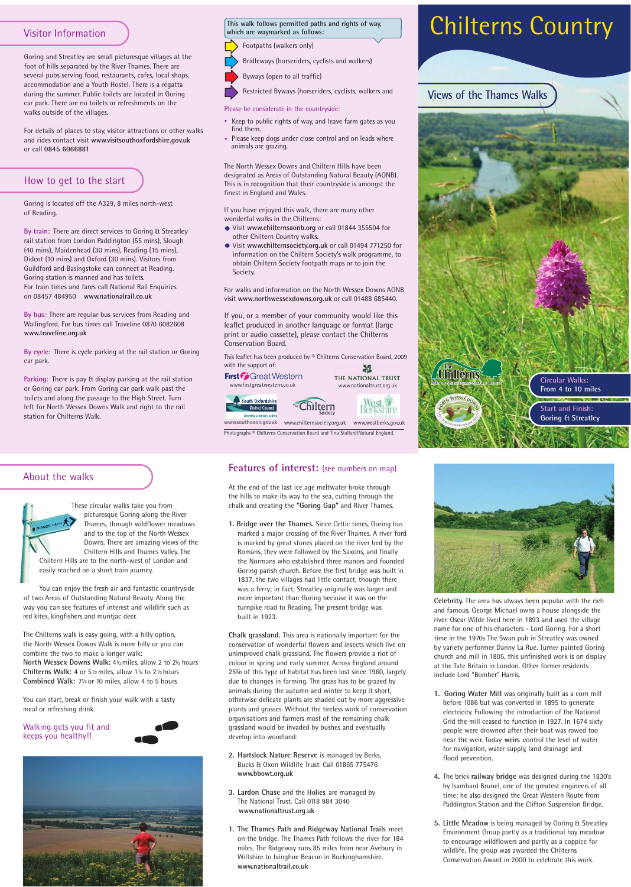# Chilterns Country

## Views of the Thames Walks

Circular Walks: From 4 to 10 miles

Start and Finish: Goring & Streatley

## Visitor Information

Goring and Streatley are small picturesque villages at the foot of hills separated by the River Thames. There are several pubs serving food, restaurants, cafes, local shops, accommodation and a Youth Hostel. There is a regatta during the summer. Public toilets are located in Goring car park. There are no toilets or refreshments on the walks outside of the villages.

For details of places to stay, visitor attractions or other walks and rides contact visit **www.visitsouthoxfordshire.gov.uk** or call **0845 6066881**

## How to get to the start

Goring is located off the A329, 8 miles north-west of Reading.

By train: There are direct services to Goring & Streatley rail station from London Paddington (55 mins), Slough (40 mins), Maidenhead (30 mins), Reading (15 mins), Didcot (10 mins) and Oxford (30 mins). Visitors from Guildford and Basingstoke can connect at Reading. Goring station is manned and has toilets. For train times and fares call National Rail Enquiries on 08457 484950 **www.nationalrail.co.uk**

By bus: There are regular bus services from Reading and Wallingford. For bus times call Traveline 0870 6082608 **www.traveline.org.uk**

By cycle: There is cycle parking at the rail station or Goring car park.

Parking: There is pay & display parking at the rail station or Goring car park. From Goring car park walk past the toilets and along the passage to the High Street. Turn left for North Wessex Downs Walk and right to the rail station for Chilterns Walk.

This walk follows permitted paths and rights of way, which are waymarked as follows:

- Footpaths (walkers only)
- Bridleways (horseriders, cyclists and walkers)
- Byways (open to all traffic)
- Restricted Byways (horseriders, cyclists, walkers and

Please be considerate in the countryside:

- Keep to public rights of way, and leave farm gates as you find them.
- Please keep dogs under close control and on leads where animals are grazing.

The North Wessex Downs and Chiltern Hills have been designated as Areas of Outstanding Natural Beauty (AONB). This is in recognition that their countryside is amongst the finest in England and Wales.

If you have enjoyed this walk, there are many other wonderful walks in the Chilterns:

- Visit **www.chilternsaonb.org** or call 01844 355504 for other Chiltern Country walks.
- Visit **www.chilternsociety.org.uk** or call 01494 771250 for information on the Chiltern Society's walk programme, to obtain Chiltern Society footpath maps or to join the Society.

For walks and information on the North Wessex Downs AONB visit **www.northwessexdowns.org.uk** or call 01488 685440.

If you, or a member of your community would like this leaflet produced in another language or format (large print or audio cassette), please contact the Chilterns Conservation Board.

This leaflet has been produced by © Chilterns Conservation Board, 2009 with the support of:

First Great Western www.firstgreatwestern.co.uk — The National Trust www.nationaltrust.org.uk — South Oxfordshire District Council www.southoxon.gov.uk — The Chiltern Society www.chilternsociety.org.uk — West Berkshire www.westberks.gov.uk

Photographs © Chilterns Conservation Board and Tina Stallard/Natural England.

## About the walks

These circular walks take you from picturesque Goring along the River Thames, through wildflower meadows and to the top of the North Wessex Downs. There are amazing views of the Chiltern Hills and Thames Valley. The Chiltern Hills are to the north-west of London and easily reached on a short train journey.

You can enjoy the fresh air and fantastic countryside of two Areas of Outstanding Natural Beauty. Along the way you can see features of interest and wildlife such as red kites, kingfishers and muntjac deer.

The Chilterns walk is easy going, with a hilly option, the North Wessex Downs Walk is more hilly or you can combine the two to make a longer walk:

**North Wessex Downs Walk:** 4½ miles, allow 2 to 2½ hours
**Chilterns Walk:** 4 or 5½ miles, allow 1¾ to 2½ hours
**Combined Walk:** 7½ or 10 miles, allow 4 to 5 hours

You can start, break or finish your walk with a tasty meal or refreshing drink.

Walking gets you fit and keeps you healthy!!

## Features of interest: (see numbers on map)

At the end of the last ice age meltwater broke through the hills to make its way to the sea, cutting through the chalk and creating the **"Goring Gap"** and River Thames.

1. **Bridge over the Thames.** Since Celtic times, Goring has marked a major crossing of the River Thames. A river ford is marked by great stones placed on the river bed by the Romans, who were followed by the Saxons, and finally the Normans who established three manors and founded Goring parish church. Before the first bridge was built in 1837, the two villages had little contact, though there was a ferry; in fact, Streatley originally was larger and more important than Goring because it was on the turnpike road to Reading. The present bridge was built in 1923.

**Chalk grassland.** This area is nationally important for the conservation of wonderful flowers and insects which live on unimproved chalk grassland. The flowers provide a riot of colour in spring and early summer. Across England around 25% of this type of habitat has been lost since 1960, largely due to changes in farming. The grass has to be grazed by animals during the autumn and winter to keep it short, otherwise delicate plants are shaded out by more aggressive plants and grasses. Without the tireless work of conservation organisations and farmers most of the remaining chalk grassland would be invaded by bushes and eventually develop into woodland:

2. **Hartslock Nature Reserve** is managed by Berks, Bucks & Oxon Wildlife Trust. Call 01865 775476 **www.bbowt.org.uk**

3. **Lardon Chase** and the **Holies** are managed by The National Trust. Call 0118 984 3040 **www.nationaltrust.org.uk**

1. **The Thames Path and Ridgeway National Trails** meet on the bridge. The Thames Path follows the river for 184 miles. The Ridgeway runs 85 miles from near Avebury in Wiltshire to Ivinghoe Beacon in Buckinghamshire. **www.nationaltrail.co.uk**

**Celebrity.** The area has always been popular with the rich and famous. George Michael owns a house alongside the river. Oscar Wilde lived here in 1893 and used the village name for one of his characters - Lord Goring. For a short time in the 1970s The Swan pub in Streatley was owned by variety performer Danny La Rue. Turner painted Goring church and mill in 1805, this unfinished work is on display at the Tate Britain in London. Other former residents include Lord "Bomber" Harris.

1. **Goring Water Mill** was originally built as a corn mill before 1086 but was converted in 1895 to generate electricity. Following the introduction of the National Grid the mill ceased to function in 1927. In 1674 sixty people were drowned after their boat was rowed too near the weir. Today **weirs** control the level of water for navigation, water supply, land drainage and flood prevention.

4. The brick **railway bridge** was designed during the 1830's by Isambard Brunel, one of the greatest engineers of all time; he also designed the Great Western Route from Paddington Station and the Clifton Suspension Bridge.

5. **Little Meadow** is being managed by Goring & Streatley Environment Group partly as a traditional hay meadow to encourage wildflowers and partly as a coppice for wildlife. The group was awarded the Chilterns Conservation Award in 2000 to celebrate this work.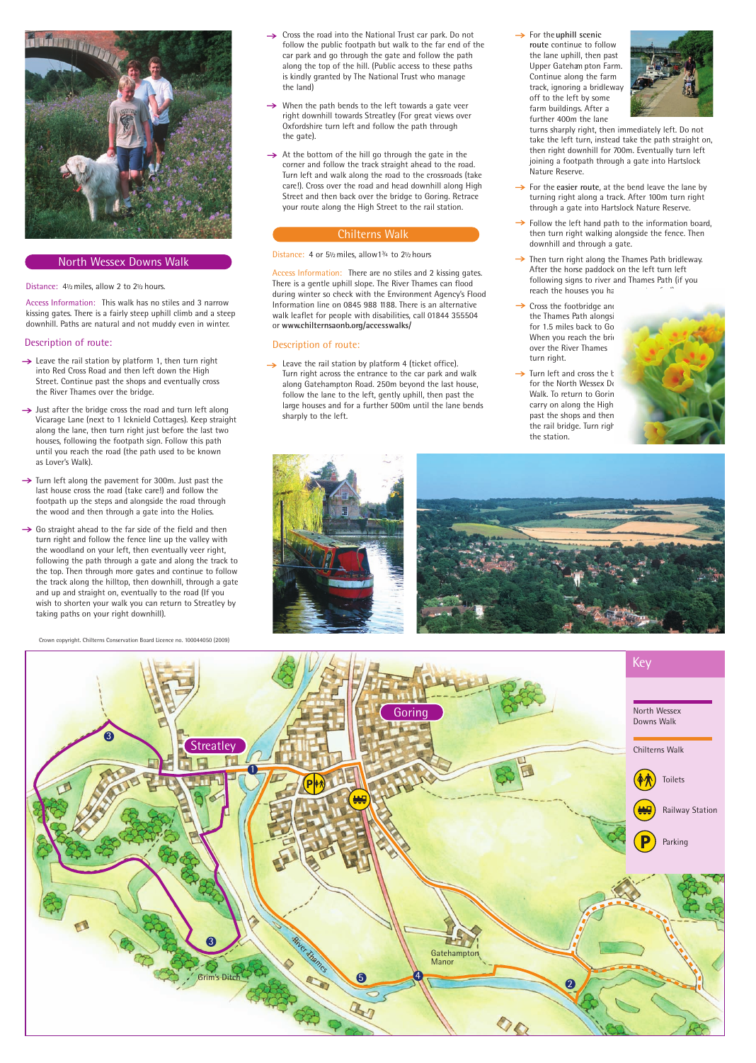## North Wessex Downs Walk

Distance: 4½ miles, allow 2 to 2½ hours.

Access Information: This walk has no stiles and 3 narrow kissing gates. There is a fairly steep uphill climb and a steep downhill. Paths are natural and not muddy even in winter.

### Description of route:

- Leave the rail station by platform 1, then turn right into Red Cross Road and then left down the High Street. Continue past the shops and eventually cross the River Thames over the bridge.
- Just after the bridge cross the road and turn left along Vicarage Lane (next to 1 Icknield Cottages). Keep straight along the lane, then turn right just before the last two houses, following the footpath sign. Follow this path until you reach the road (the path used to be known as Lover's Walk).
- Turn left along the pavement for 300m. Just past the last house cross the road (take care!) and follow the footpath up the steps and alongside the road through the wood and then through a gate into the Holies.
- Go straight ahead to the far side of the field and then turn right and follow the fence line up the valley with the woodland on your left, then eventually veer right, following the path through a gate and along the track to the top. Then through more gates and continue to follow the track along the hilltop, then downhill, through a gate and up and straight on, eventually to the road (If you wish to shorten your walk you can return to Streatley by taking paths on your right downhill).
- Cross the road into the National Trust car park. Do not follow the public footpath but walk to the far end of the car park and go through the gate and follow the path along the top of the hill. (Public access to these paths is kindly granted by The National Trust who manage the land)
- When the path bends to the left towards a gate veer right downhill towards Streatley (For great views over Oxfordshire turn left and follow the path through the gate).
- At the bottom of the hill go through the gate in the corner and follow the track straight ahead to the road. Turn left and walk along the road to the crossroads (take care!). Cross over the road and head downhill along High Street and then back over the bridge to Goring. Retrace your route along the High Street to the rail station.

## Chilterns Walk

Distance: 4 or 5½ miles, allow 1¾ to 2½ hours

Access Information: There are no stiles and 2 kissing gates. There is a gentle uphill slope. The River Thames can flood during winter so check with the Environment Agency's Flood Information line on 0845 988 1188. There is an alternative walk leaflet for people with disabilities, call 01844 355504 or www.chilternsaonb.org/accesswalks/

### Description of route:

- Leave the rail station by platform 4 (ticket office). Turn right across the entrance to the car park and walk along Gatehampton Road. 250m beyond the last house, follow the lane to the left, gently uphill, then past the large houses and for a further 500m until the lane bends sharply to the left.
- For the **uphill scenic route** continue to follow the lane uphill, then past Upper Gatehampton Farm. Continue along the farm track, ignoring a bridleway off to the left by some farm buildings. After a further 400m the lane turns sharply right, then immediately left. Do not take the left turn, instead take the path straight on, then right downhill for 700m. Eventually turn left joining a footpath through a gate into Hartslock Nature Reserve.
- For the **easier route**, at the bend leave the lane by turning right along a track. After 100m turn right through a gate into Hartslock Nature Reserve.
- Follow the left hand path to the information board, then turn right walking alongside the fence. Then downhill and through a gate.
- Then turn right along the Thames Path bridleway. After the horse paddock on the left turn left following signs to river and Thames Path (if you reach the houses you ha...
- Cross the footbridge an... the Thames Path alongsi... for 1.5 miles back to Go... When you reach the bri... over the River Thames turn right.
- Turn left and cross the b... for the North Wessex D... Walk. To return to Gorin... carry on along the High... past the shops and then the rail bridge. Turn righ... the station.

Crown copyright. Chilterns Conservation Board Licence no. 100044050 (2009)

Goring

Streatley

River Thames

Gatehampton Manor

Grim's Ditch

1 2 3 3 4 5

Key

North Wessex Downs Walk

Chilterns Walk

Toilets

Railway Station

Parking